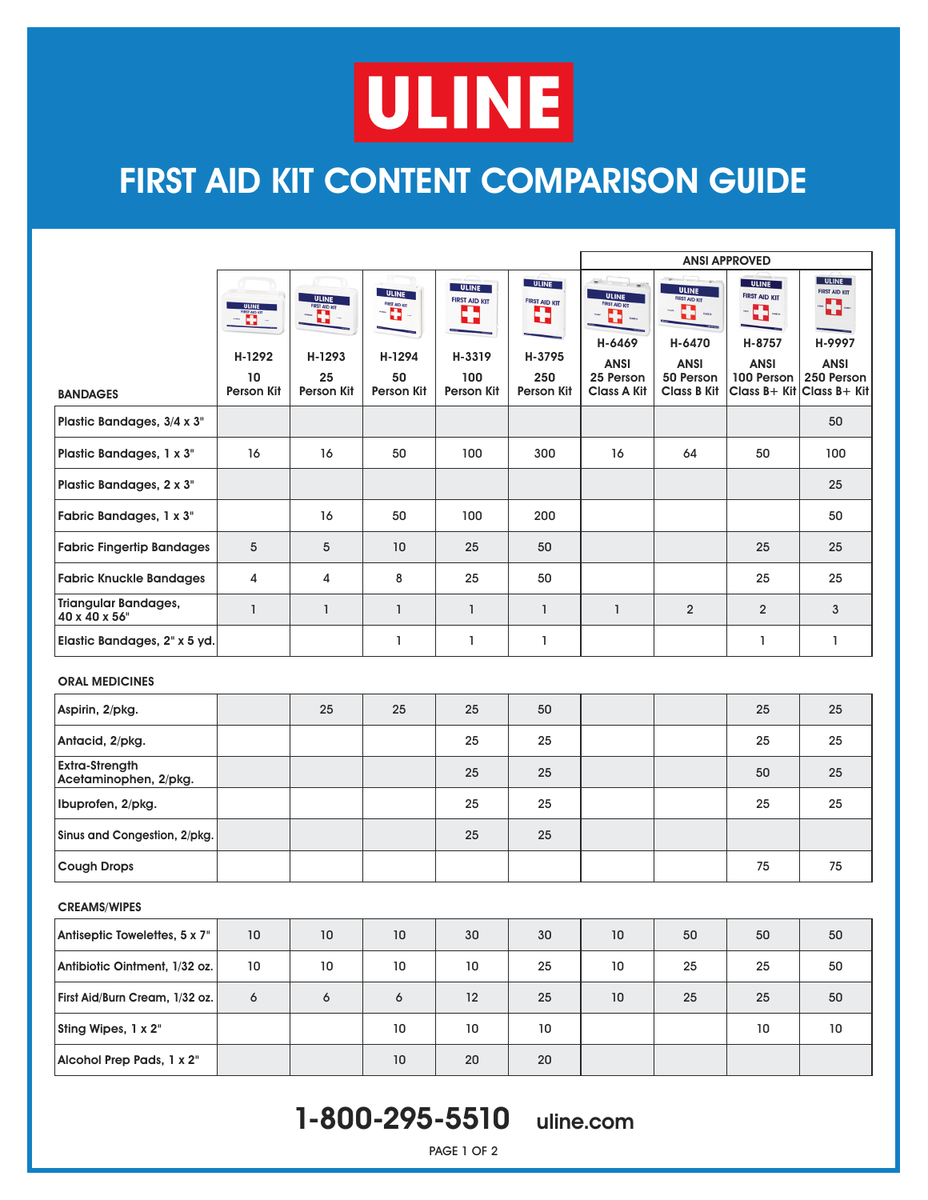# ULINE

## FIRST AID KIT CONTENT COMPARISON GUIDE

| | | | | | | ANSI APPROVED | | | |
|---|---|---|---|---|---|---|---|---|---|
| **BANDAGES** | H-1292 10 Person Kit | H-1293 25 Person Kit | H-1294 50 Person Kit | H-3319 100 Person Kit | H-3795 250 Person Kit | H-6469 ANSI 25 Person Class A Kit | H-6470 ANSI 50 Person Class B Kit | H-8757 ANSI 100 Person Class B+ Kit | H-9997 ANSI 250 Person Class B+ Kit |
| Plastic Bandages, 3/4 x 3" | | | | | | | | | 50 |
| Plastic Bandages, 1 x 3" | 16 | 16 | 50 | 100 | 300 | 16 | 64 | 50 | 100 |
| Plastic Bandages, 2 x 3" | | | | | | | | | 25 |
| Fabric Bandages, 1 x 3" | | 16 | 50 | 100 | 200 | | | | 50 |
| Fabric Fingertip Bandages | 5 | 5 | 10 | 25 | 50 | | | 25 | 25 |
| Fabric Knuckle Bandages | 4 | 4 | 8 | 25 | 50 | | | 25 | 25 |
| Triangular Bandages, 40 x 40 x 56" | 1 | 1 | 1 | 1 | 1 | 1 | 2 | 2 | 3 |
| Elastic Bandages, 2" x 5 yd. | | | 1 | 1 | 1 | | | 1 | 1 |
| **ORAL MEDICINES** | | | | | | | | | |
| Aspirin, 2/pkg. | | 25 | 25 | 25 | 50 | | | 25 | 25 |
| Antacid, 2/pkg. | | | | 25 | 25 | | | 25 | 25 |
| Extra-Strength Acetaminophen, 2/pkg. | | | | 25 | 25 | | | 50 | 25 |
| Ibuprofen, 2/pkg. | | | | 25 | 25 | | | 25 | 25 |
| Sinus and Congestion, 2/pkg. | | | | 25 | 25 | | | | |
| Cough Drops | | | | | | | | 75 | 75 |
| **CREAMS/WIPES** | | | | | | | | | |
| Antiseptic Towelettes, 5 x 7" | 10 | 10 | 10 | 30 | 30 | 10 | 50 | 50 | 50 |
| Antibiotic Ointment, 1/32 oz. | 10 | 10 | 10 | 10 | 25 | 10 | 25 | 25 | 50 |
| First Aid/Burn Cream, 1/32 oz. | 6 | 6 | 6 | 12 | 25 | 10 | 25 | 25 | 50 |
| Sting Wipes, 1 x 2" | | | 10 | 10 | 10 | | | 10 | 10 |
| Alcohol Prep Pads, 1 x 2" | | | 10 | 20 | 20 | | | | |

**1-800-295-5510** uline.com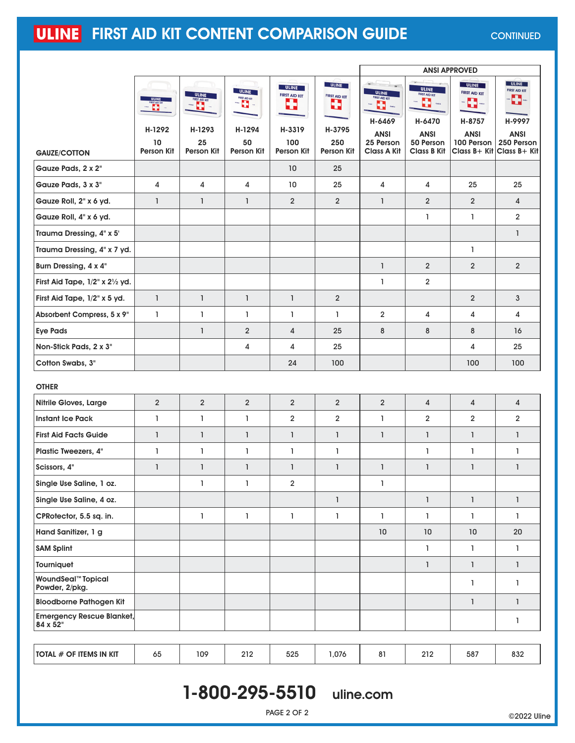# ULINE FIRST AID KIT CONTENT COMPARISON GUIDE

CONTINUED

| | | | | | | ANSI APPROVED | | | |
|---|---|---|---|---|---|---|---|---|---|
| GAUZE/COTTON | H-1292 10 Person Kit | H-1293 25 Person Kit | H-1294 50 Person Kit | H-3319 100 Person Kit | H-3795 250 Person Kit | H-6469 ANSI 25 Person Class A Kit | H-6470 ANSI 50 Person Class B Kit | H-8757 ANSI 100 Person Class B+ Kit | H-9997 ANSI 250 Person Class B+ Kit |
| Gauze Pads, 2 x 2" | | | | 10 | 25 | | | | |
| Gauze Pads, 3 x 3" | 4 | 4 | 4 | 10 | 25 | 4 | 4 | 25 | 25 |
| Gauze Roll, 2" x 6 yd. | 1 | 1 | 1 | 2 | 2 | 1 | 2 | 2 | 4 |
| Gauze Roll, 4" x 6 yd. | | | | | | | 1 | 1 | 2 |
| Trauma Dressing, 4" x 5' | | | | | | | | | 1 |
| Trauma Dressing, 4" x 7 yd. | | | | | | | | 1 | |
| Burn Dressing, 4 x 4" | | | | | | 1 | 2 | 2 | 2 |
| First Aid Tape, 1/2" x 2½ yd. | | | | | | 1 | 2 | | |
| First Aid Tape, 1/2" x 5 yd. | 1 | 1 | 1 | 1 | 2 | | | 2 | 3 |
| Absorbent Compress, 5 x 9" | 1 | 1 | 1 | 1 | 1 | 2 | 4 | 4 | 4 |
| Eye Pads | | 1 | 2 | 4 | 25 | 8 | 8 | 8 | 16 |
| Non-Stick Pads, 2 x 3" | | | 4 | 4 | 25 | | | 4 | 25 |
| Cotton Swabs, 3" | | | | 24 | 100 | | | 100 | 100 |
| **OTHER** | | | | | | | | | |
| Nitrile Gloves, Large | 2 | 2 | 2 | 2 | 2 | 2 | 4 | 4 | 4 |
| Instant Ice Pack | 1 | 1 | 1 | 2 | 2 | 1 | 2 | 2 | 2 |
| First Aid Facts Guide | 1 | 1 | 1 | 1 | 1 | 1 | 1 | 1 | 1 |
| Plastic Tweezers, 4" | 1 | 1 | 1 | 1 | 1 | | 1 | 1 | 1 |
| Scissors, 4" | 1 | 1 | 1 | 1 | 1 | 1 | 1 | 1 | 1 |
| Single Use Saline, 1 oz. | | 1 | 1 | 2 | | 1 | | | |
| Single Use Saline, 4 oz. | | | | | 1 | | 1 | 1 | 1 |
| CPRotector, 5.5 sq. in. | | 1 | 1 | 1 | 1 | 1 | 1 | 1 | 1 |
| Hand Sanitizer, 1 g | | | | | | 10 | 10 | 10 | 20 |
| SAM Splint | | | | | | | 1 | 1 | 1 |
| Tourniquet | | | | | | | 1 | 1 | 1 |
| WoundSeal™ Topical Powder, 2/pkg. | | | | | | | | 1 | 1 |
| Bloodborne Pathogen Kit | | | | | | | | 1 | 1 |
| Emergency Rescue Blanket, 84 x 52" | | | | | | | | | 1 |
| **TOTAL # OF ITEMS IN KIT** | 65 | 109 | 212 | 525 | 1,076 | 81 | 212 | 587 | 832 |

**1-800-295-5510 uline.com**

©2022 Uline